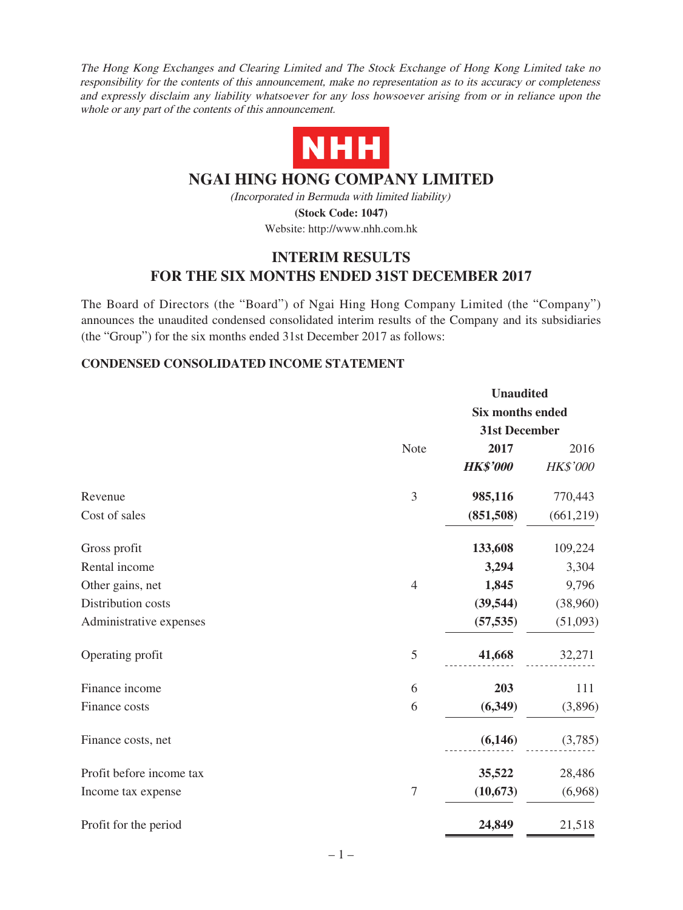*The Hong Kong Exchanges and Clearing Limited and The Stock Exchange of Hong Kong Limited take no responsibility for the contents of this announcement, make no representation as to its accuracy or completeness and expressly disclaim any liability whatsoever for any loss howsoever arising from or in reliance upon the whole or any part of the contents of this announcement.*

NHH

# NGAI HING HONG COMPANY LIMITED

*(Incorporated in Bermuda with limited liability)*

**(Stock Code: 1047)**

Website: http://www.nhh.com.hk

## INTERIM RESULTS FOR THE SIX MONTHS ENDED 31ST DECEMBER 2017

The Board of Directors (the "Board") of Ngai Hing Hong Company Limited (the "Company") announces the unaudited condensed consolidated interim results of the Company and its subsidiaries (the "Group") for the six months ended 31st December 2017 as follows:

### CONDENSED CONSOLIDATED INCOME STATEMENT

| | Note | **Unaudited Six months ended 31st December** | |
|---|---|---|---|
| | | **2017** | 2016 |
| | | ***HK$'000*** | *HK$'000* |
| Revenue | 3 | **985,116** | 770,443 |
| Cost of sales | | **(851,508)** | (661,219) |
| Gross profit | | **133,608** | 109,224 |
| Rental income | | **3,294** | 3,304 |
| Other gains, net | 4 | **1,845** | 9,796 |
| Distribution costs | | **(39,544)** | (38,960) |
| Administrative expenses | | **(57,535)** | (51,093) |
| Operating profit | 5 | **41,668** | 32,271 |
| Finance income | 6 | **203** | 111 |
| Finance costs | 6 | **(6,349)** | (3,896) |
| Finance costs, net | | **(6,146)** | (3,785) |
| Profit before income tax | | **35,522** | 28,486 |
| Income tax expense | 7 | **(10,673)** | (6,968) |
| Profit for the period | | **24,849** | 21,518 |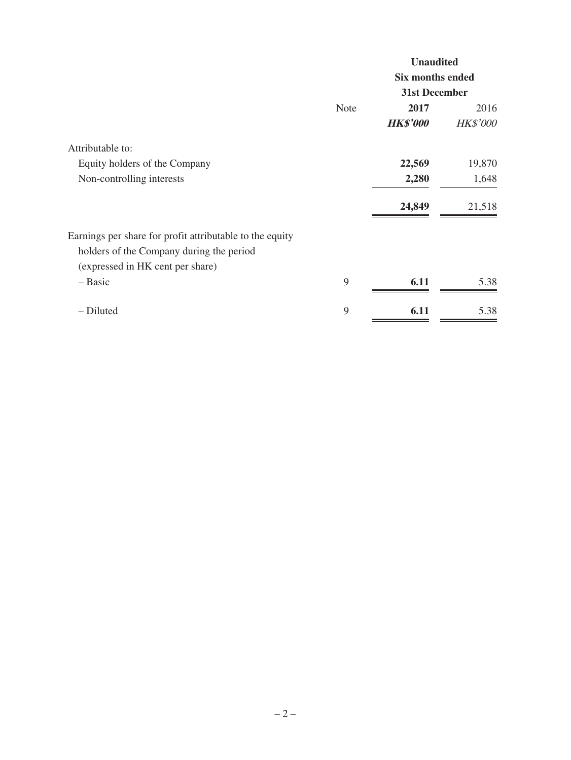| | Note | Unaudited Six months ended 31st December 2017 *HK$'000* | 2016 *HK$'000* |
|---|---|---|---|
| Attributable to: | | | |
| Equity holders of the Company | | **22,569** | 19,870 |
| Non-controlling interests | | **2,280** | 1,648 |
| | | **24,849** | 21,518 |
| Earnings per share for profit attributable to the equity holders of the Company during the period (expressed in HK cent per share) | | | |
| – Basic | 9 | **6.11** | 5.38 |
| – Diluted | 9 | **6.11** | 5.38 |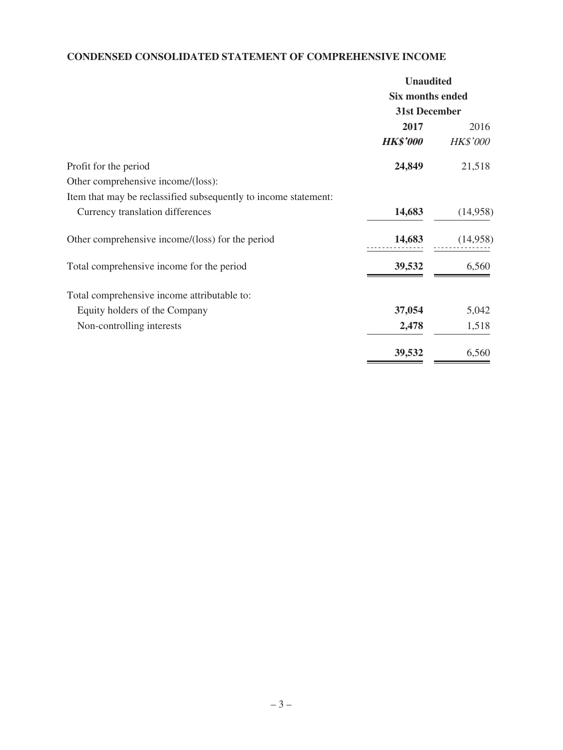## CONDENSED CONSOLIDATED STATEMENT OF COMPREHENSIVE INCOME

| | Unaudited Six months ended 31st December | |
|---|---|---|
| | **2017** | 2016 |
| | ***HK$'000*** | *HK$'000* |
| Profit for the period | **24,849** | 21,518 |
| Other comprehensive income/(loss): | | |
| Item that may be reclassified subsequently to income statement: | | |
| Currency translation differences | **14,683** | (14,958) |
| Other comprehensive income/(loss) for the period | **14,683** | (14,958) |
| Total comprehensive income for the period | **39,532** | 6,560 |
| Total comprehensive income attributable to: | | |
| Equity holders of the Company | **37,054** | 5,042 |
| Non-controlling interests | **2,478** | 1,518 |
| | **39,532** | 6,560 |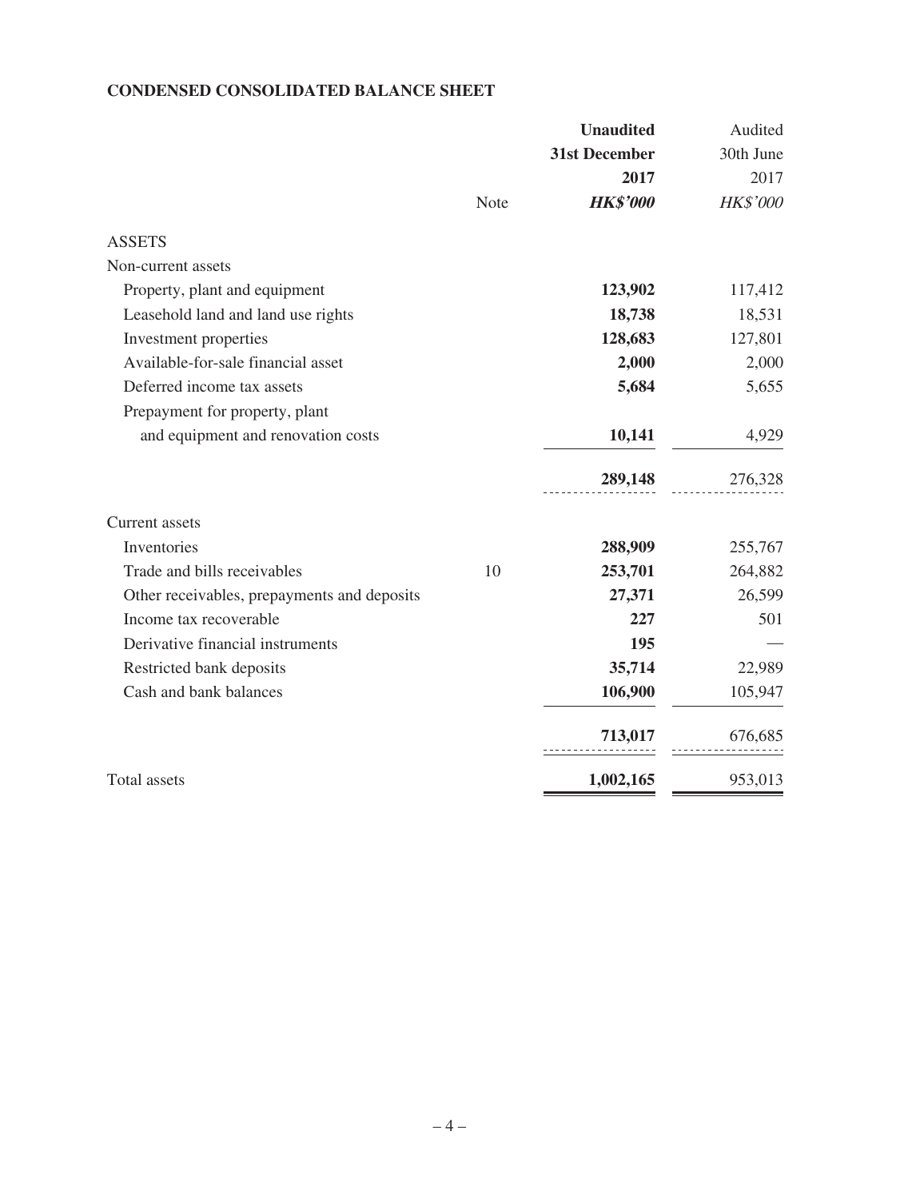**CONDENSED CONSOLIDATED BALANCE SHEET**

| | Note | **Unaudited 31st December 2017** | Audited 30th June 2017 |
|---|---|---|---|
| | | ***HK$'000*** | *HK$'000* |
| ASSETS | | | |
| Non-current assets | | | |
| Property, plant and equipment | | **123,902** | 117,412 |
| Leasehold land and land use rights | | **18,738** | 18,531 |
| Investment properties | | **128,683** | 127,801 |
| Available-for-sale financial asset | | **2,000** | 2,000 |
| Deferred income tax assets | | **5,684** | 5,655 |
| Prepayment for property, plant and equipment and renovation costs | | **10,141** | 4,929 |
| | | **289,148** | 276,328 |
| Current assets | | | |
| Inventories | | **288,909** | 255,767 |
| Trade and bills receivables | 10 | **253,701** | 264,882 |
| Other receivables, prepayments and deposits | | **27,371** | 26,599 |
| Income tax recoverable | | **227** | 501 |
| Derivative financial instruments | | **195** | — |
| Restricted bank deposits | | **35,714** | 22,989 |
| Cash and bank balances | | **106,900** | 105,947 |
| | | **713,017** | 676,685 |
| Total assets | | **1,002,165** | 953,013 |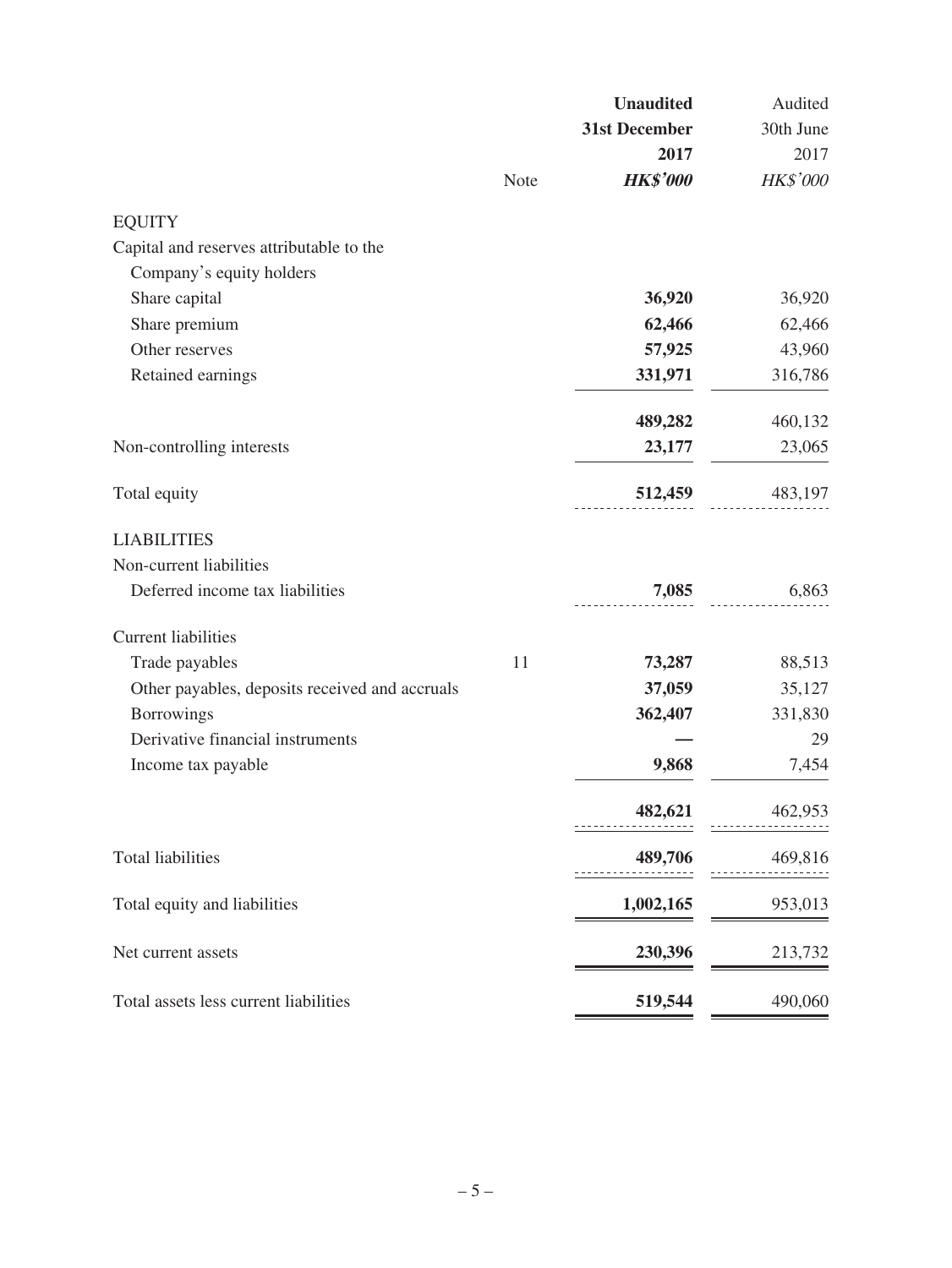| | Note | Unaudited 31st December 2017 *HK$'000* | Audited 30th June 2017 *HK$'000* |
|---|---|---|---|
| EQUITY | | | |
| Capital and reserves attributable to the Company's equity holders | | | |
| Share capital | | **36,920** | 36,920 |
| Share premium | | **62,466** | 62,466 |
| Other reserves | | **57,925** | 43,960 |
| Retained earnings | | **331,971** | 316,786 |
| | | **489,282** | 460,132 |
| Non-controlling interests | | **23,177** | 23,065 |
| Total equity | | **512,459** | 483,197 |
| LIABILITIES | | | |
| Non-current liabilities | | | |
| Deferred income tax liabilities | | **7,085** | 6,863 |
| Current liabilities | | | |
| Trade payables | 11 | **73,287** | 88,513 |
| Other payables, deposits received and accruals | | **37,059** | 35,127 |
| Borrowings | | **362,407** | 331,830 |
| Derivative financial instruments | | **—** | 29 |
| Income tax payable | | **9,868** | 7,454 |
| | | **482,621** | 462,953 |
| Total liabilities | | **489,706** | 469,816 |
| Total equity and liabilities | | **1,002,165** | 953,013 |
| Net current assets | | **230,396** | 213,732 |
| Total assets less current liabilities | | **519,544** | 490,060 |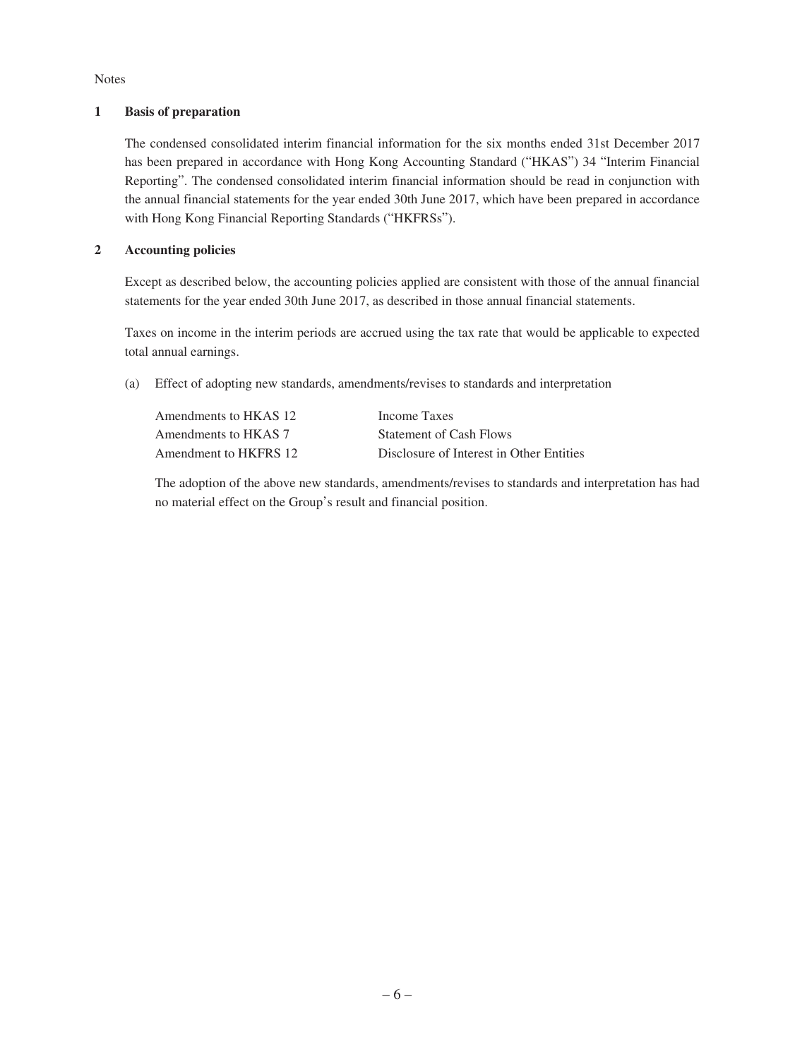Notes

## 1 Basis of preparation

The condensed consolidated interim financial information for the six months ended 31st December 2017 has been prepared in accordance with Hong Kong Accounting Standard ("HKAS") 34 "Interim Financial Reporting". The condensed consolidated interim financial information should be read in conjunction with the annual financial statements for the year ended 30th June 2017, which have been prepared in accordance with Hong Kong Financial Reporting Standards ("HKFRSs").

## 2 Accounting policies

Except as described below, the accounting policies applied are consistent with those of the annual financial statements for the year ended 30th June 2017, as described in those annual financial statements.

Taxes on income in the interim periods are accrued using the tax rate that would be applicable to expected total annual earnings.

(a) Effect of adopting new standards, amendments/revises to standards and interpretation

| | |
|---|---|
| Amendments to HKAS 12 | Income Taxes |
| Amendments to HKAS 7 | Statement of Cash Flows |
| Amendment to HKFRS 12 | Disclosure of Interest in Other Entities |

The adoption of the above new standards, amendments/revises to standards and interpretation has had no material effect on the Group's result and financial position.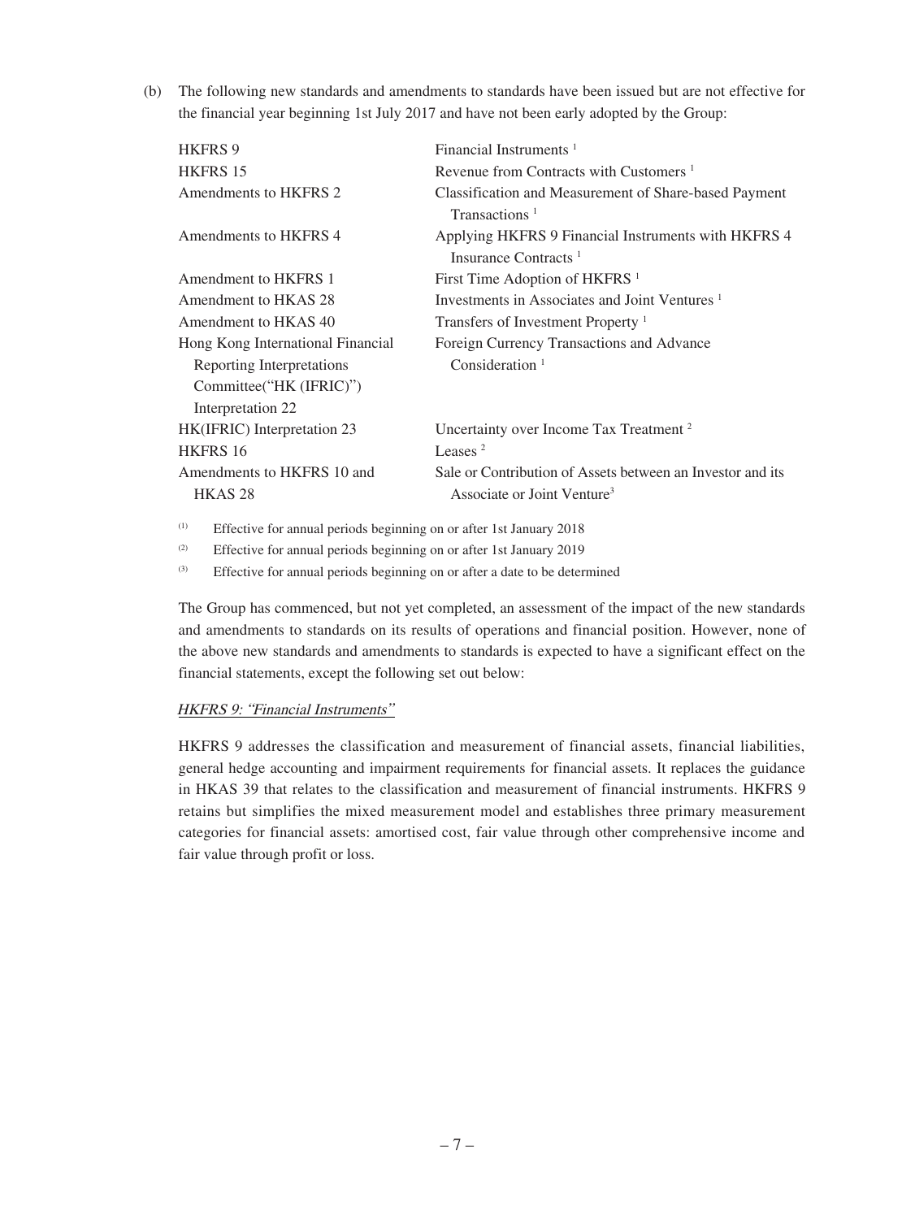(b) The following new standards and amendments to standards have been issued but are not effective for the financial year beginning 1st July 2017 and have not been early adopted by the Group:

| | |
|---|---|
| HKFRS 9 | Financial Instruments [1] |
| HKFRS 15 | Revenue from Contracts with Customers [1] |
| Amendments to HKFRS 2 | Classification and Measurement of Share-based Payment Transactions [1] |
| Amendments to HKFRS 4 | Applying HKFRS 9 Financial Instruments with HKFRS 4 Insurance Contracts [1] |
| Amendment to HKFRS 1 | First Time Adoption of HKFRS [1] |
| Amendment to HKAS 28 | Investments in Associates and Joint Ventures [1] |
| Amendment to HKAS 40 | Transfers of Investment Property [1] |
| Hong Kong International Financial Reporting Interpretations Committee("HK (IFRIC)") Interpretation 22 | Foreign Currency Transactions and Advance Consideration [1] |
| HK(IFRIC) Interpretation 23 | Uncertainty over Income Tax Treatment [2] |
| HKFRS 16 | Leases [2] |
| Amendments to HKFRS 10 and HKAS 28 | Sale or Contribution of Assets between an Investor and its Associate or Joint Venture [3] |

(1) Effective for annual periods beginning on or after 1st January 2018

(2) Effective for annual periods beginning on or after 1st January 2019

(3) Effective for annual periods beginning on or after a date to be determined

The Group has commenced, but not yet completed, an assessment of the impact of the new standards and amendments to standards on its results of operations and financial position. However, none of the above new standards and amendments to standards is expected to have a significant effect on the financial statements, except the following set out below:

*HKFRS 9: "Financial Instruments"*

HKFRS 9 addresses the classification and measurement of financial assets, financial liabilities, general hedge accounting and impairment requirements for financial assets. It replaces the guidance in HKAS 39 that relates to the classification and measurement of financial instruments. HKFRS 9 retains but simplifies the mixed measurement model and establishes three primary measurement categories for financial assets: amortised cost, fair value through other comprehensive income and fair value through profit or loss.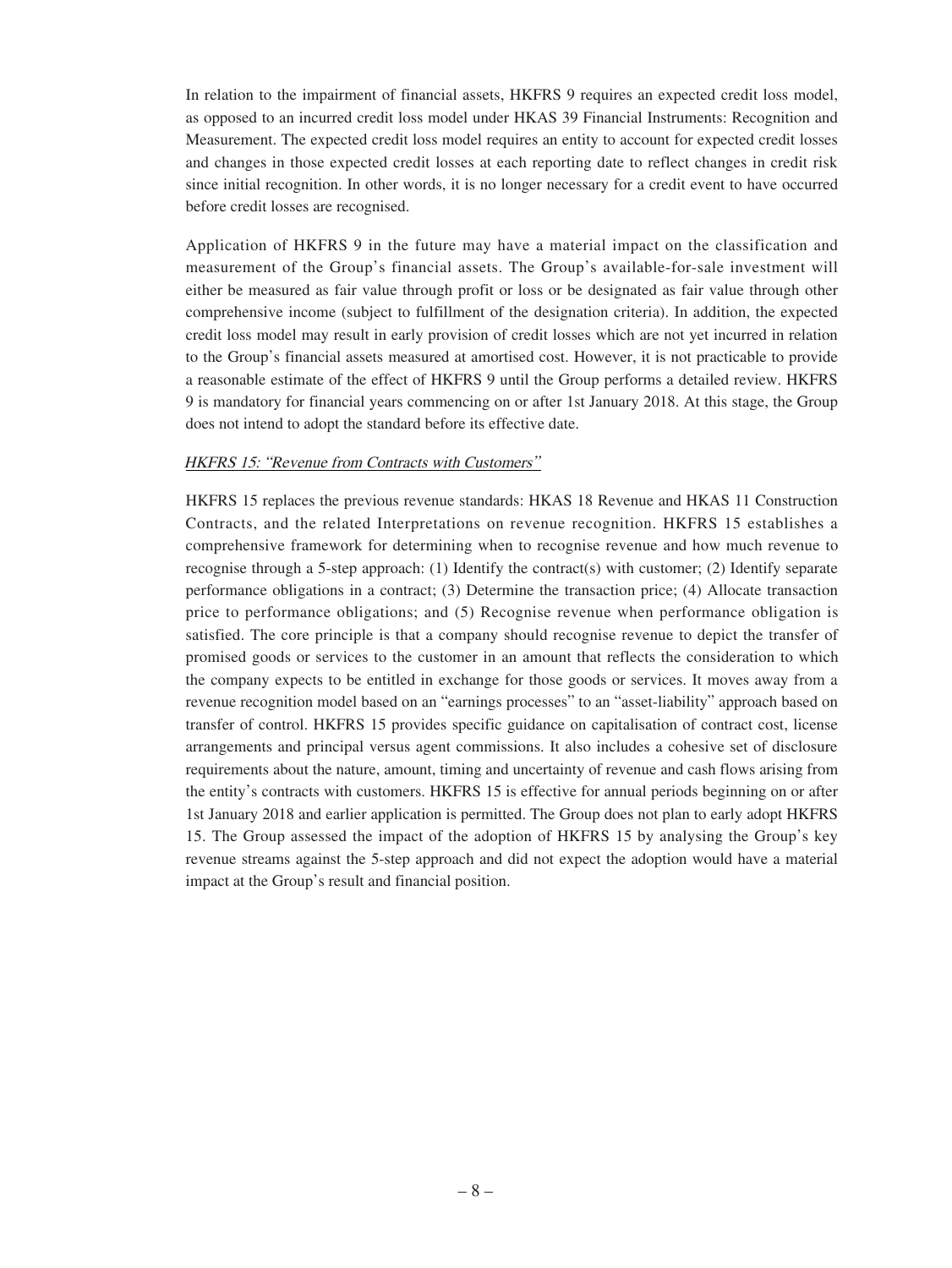In relation to the impairment of financial assets, HKFRS 9 requires an expected credit loss model, as opposed to an incurred credit loss model under HKAS 39 Financial Instruments: Recognition and Measurement. The expected credit loss model requires an entity to account for expected credit losses and changes in those expected credit losses at each reporting date to reflect changes in credit risk since initial recognition. In other words, it is no longer necessary for a credit event to have occurred before credit losses are recognised.

Application of HKFRS 9 in the future may have a material impact on the classification and measurement of the Group's financial assets. The Group's available-for-sale investment will either be measured as fair value through profit or loss or be designated as fair value through other comprehensive income (subject to fulfillment of the designation criteria). In addition, the expected credit loss model may result in early provision of credit losses which are not yet incurred in relation to the Group's financial assets measured at amortised cost. However, it is not practicable to provide a reasonable estimate of the effect of HKFRS 9 until the Group performs a detailed review. HKFRS 9 is mandatory for financial years commencing on or after 1st January 2018. At this stage, the Group does not intend to adopt the standard before its effective date.

*HKFRS 15: "Revenue from Contracts with Customers"*

HKFRS 15 replaces the previous revenue standards: HKAS 18 Revenue and HKAS 11 Construction Contracts, and the related Interpretations on revenue recognition. HKFRS 15 establishes a comprehensive framework for determining when to recognise revenue and how much revenue to recognise through a 5-step approach: (1) Identify the contract(s) with customer; (2) Identify separate performance obligations in a contract; (3) Determine the transaction price; (4) Allocate transaction price to performance obligations; and (5) Recognise revenue when performance obligation is satisfied. The core principle is that a company should recognise revenue to depict the transfer of promised goods or services to the customer in an amount that reflects the consideration to which the company expects to be entitled in exchange for those goods or services. It moves away from a revenue recognition model based on an "earnings processes" to an "asset-liability" approach based on transfer of control. HKFRS 15 provides specific guidance on capitalisation of contract cost, license arrangements and principal versus agent commissions. It also includes a cohesive set of disclosure requirements about the nature, amount, timing and uncertainty of revenue and cash flows arising from the entity's contracts with customers. HKFRS 15 is effective for annual periods beginning on or after 1st January 2018 and earlier application is permitted. The Group does not plan to early adopt HKFRS 15. The Group assessed the impact of the adoption of HKFRS 15 by analysing the Group's key revenue streams against the 5-step approach and did not expect the adoption would have a material impact at the Group's result and financial position.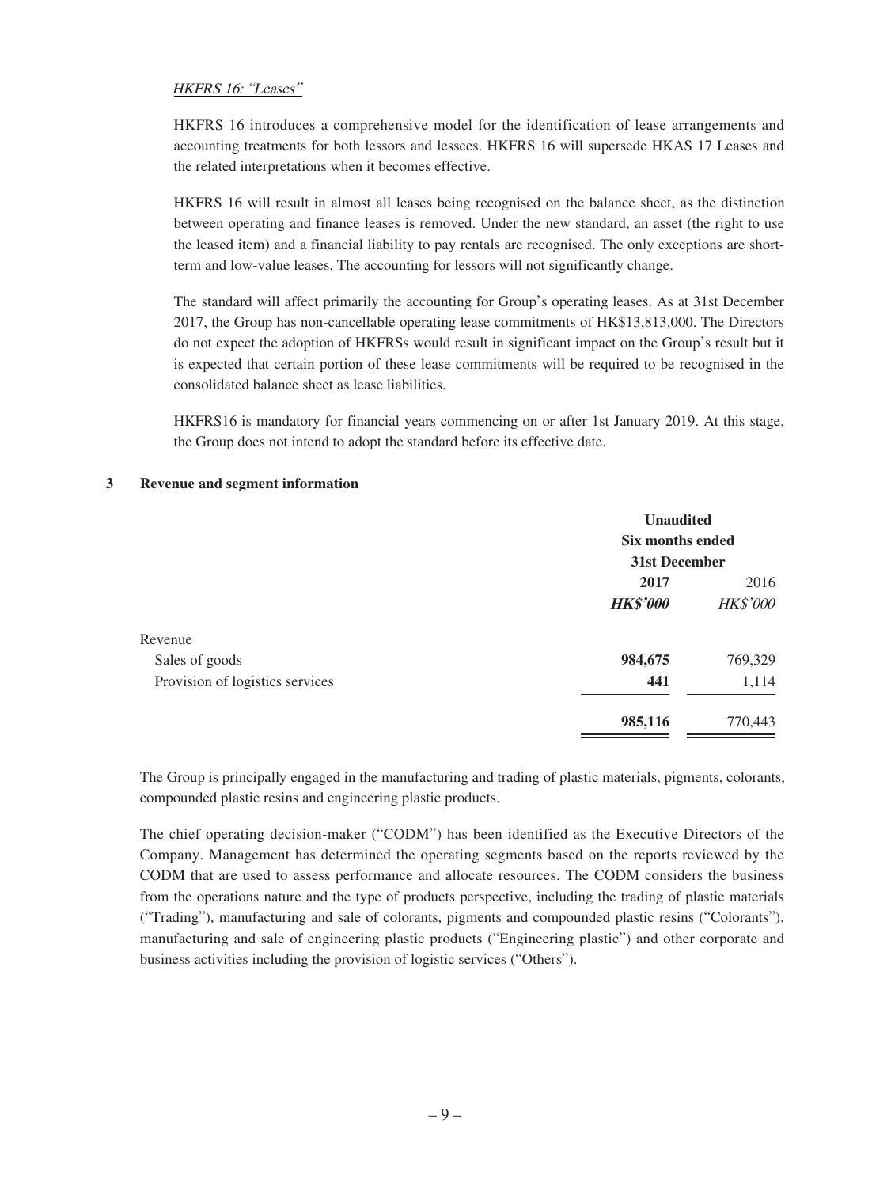*HKFRS 16: "Leases"*

HKFRS 16 introduces a comprehensive model for the identification of lease arrangements and accounting treatments for both lessors and lessees. HKFRS 16 will supersede HKAS 17 Leases and the related interpretations when it becomes effective.

HKFRS 16 will result in almost all leases being recognised on the balance sheet, as the distinction between operating and finance leases is removed. Under the new standard, an asset (the right to use the leased item) and a financial liability to pay rentals are recognised. The only exceptions are short-term and low-value leases. The accounting for lessors will not significantly change.

The standard will affect primarily the accounting for Group's operating leases. As at 31st December 2017, the Group has non-cancellable operating lease commitments of HK$13,813,000. The Directors do not expect the adoption of HKFRSs would result in significant impact on the Group's result but it is expected that certain portion of these lease commitments will be required to be recognised in the consolidated balance sheet as lease liabilities.

HKFRS16 is mandatory for financial years commencing on or after 1st January 2019. At this stage, the Group does not intend to adopt the standard before its effective date.

## 3 Revenue and segment information

| | Unaudited Six months ended 31st December | |
|---|---|---|
| | **2017** | 2016 |
| | ***HK$'000*** | *HK$'000* |
| Revenue | | |
| Sales of goods | **984,675** | 769,329 |
| Provision of logistics services | **441** | 1,114 |
| | **985,116** | 770,443 |

The Group is principally engaged in the manufacturing and trading of plastic materials, pigments, colorants, compounded plastic resins and engineering plastic products.

The chief operating decision-maker ("CODM") has been identified as the Executive Directors of the Company. Management has determined the operating segments based on the reports reviewed by the CODM that are used to assess performance and allocate resources. The CODM considers the business from the operations nature and the type of products perspective, including the trading of plastic materials ("Trading"), manufacturing and sale of colorants, pigments and compounded plastic resins ("Colorants"), manufacturing and sale of engineering plastic products ("Engineering plastic") and other corporate and business activities including the provision of logistic services ("Others").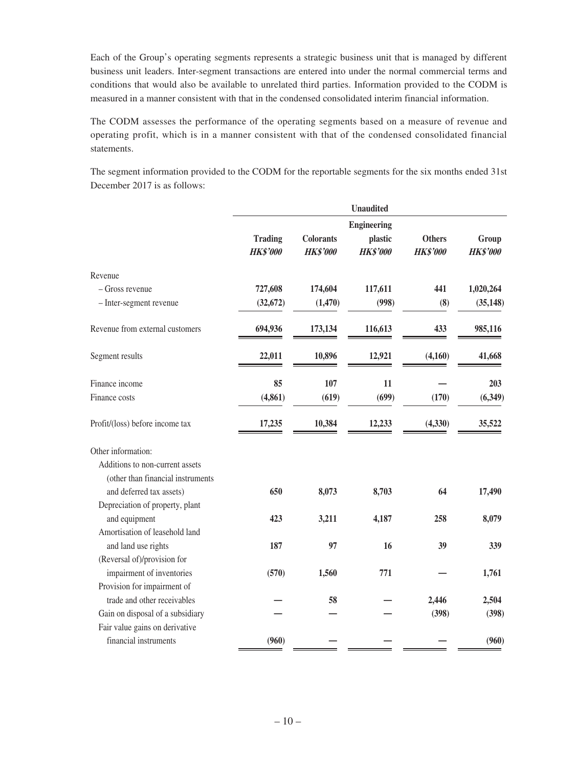Each of the Group's operating segments represents a strategic business unit that is managed by different business unit leaders. Inter-segment transactions are entered into under the normal commercial terms and conditions that would also be available to unrelated third parties. Information provided to the CODM is measured in a manner consistent with that in the condensed consolidated interim financial information.

The CODM assesses the performance of the operating segments based on a measure of revenue and operating profit, which is in a manner consistent with that of the condensed consolidated financial statements.

The segment information provided to the CODM for the reportable segments for the six months ended 31st December 2017 is as follows:

| | Unaudited | | | | |
|---|---|---|---|---|---|
| | **Trading** *HK$'000* | **Colorants** *HK$'000* | **Engineering plastic** *HK$'000* | **Others** *HK$'000* | **Group** *HK$'000* |
| Revenue | | | | | |
| – Gross revenue | 727,608 | 174,604 | 117,611 | 441 | 1,020,264 |
| – Inter-segment revenue | (32,672) | (1,470) | (998) | (8) | (35,148) |
| Revenue from external customers | 694,936 | 173,134 | 116,613 | 433 | 985,116 |
| Segment results | 22,011 | 10,896 | 12,921 | (4,160) | 41,668 |
| Finance income | 85 | 107 | 11 | — | 203 |
| Finance costs | (4,861) | (619) | (699) | (170) | (6,349) |
| Profit/(loss) before income tax | 17,235 | 10,384 | 12,233 | (4,330) | 35,522 |
| Other information: | | | | | |
| Additions to non-current assets (other than financial instruments and deferred tax assets) | 650 | 8,073 | 8,703 | 64 | 17,490 |
| Depreciation of property, plant and equipment | 423 | 3,211 | 4,187 | 258 | 8,079 |
| Amortisation of leasehold land and land use rights | 187 | 97 | 16 | 39 | 339 |
| (Reversal of)/provision for impairment of inventories | (570) | 1,560 | 771 | — | 1,761 |
| Provision for impairment of trade and other receivables | — | 58 | — | 2,446 | 2,504 |
| Gain on disposal of a subsidiary | — | — | — | (398) | (398) |
| Fair value gains on derivative financial instruments | (960) | — | — | — | (960) |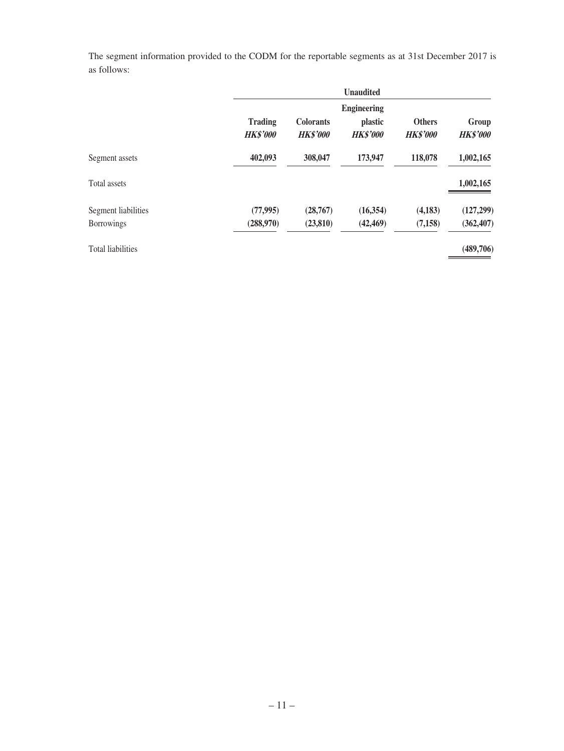The segment information provided to the CODM for the reportable segments as at 31st December 2017 is as follows:

| | Unaudited | | | | |
|---|---|---|---|---|---|
| | **Trading** | **Colorants** | **Engineering plastic** | **Others** | **Group** |
| | ***HK$'000*** | ***HK$'000*** | ***HK$'000*** | ***HK$'000*** | ***HK$'000*** |
| Segment assets | **402,093** | **308,047** | **173,947** | **118,078** | **1,002,165** |
| Total assets | | | | | **1,002,165** |
| Segment liabilities | **(77,995)** | **(28,767)** | **(16,354)** | **(4,183)** | **(127,299)** |
| Borrowings | **(288,970)** | **(23,810)** | **(42,469)** | **(7,158)** | **(362,407)** |
| Total liabilities | | | | | **(489,706)** |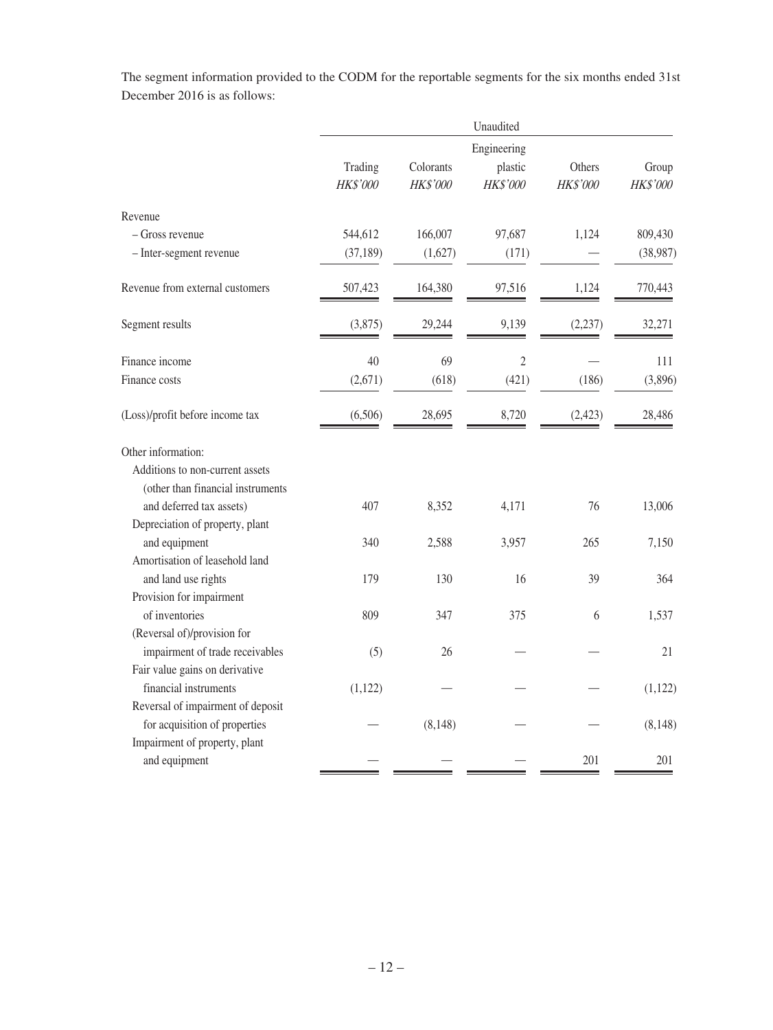The segment information provided to the CODM for the reportable segments for the six months ended 31st December 2016 is as follows:

| | Unaudited | | | | |
|---|---|---|---|---|---|
| | Trading *HK$'000* | Colorants *HK$'000* | Engineering plastic *HK$'000* | Others *HK$'000* | Group *HK$'000* |
| Revenue | | | | | |
| – Gross revenue | 544,612 | 166,007 | 97,687 | 1,124 | 809,430 |
| – Inter-segment revenue | (37,189) | (1,627) | (171) | — | (38,987) |
| Revenue from external customers | 507,423 | 164,380 | 97,516 | 1,124 | 770,443 |
| Segment results | (3,875) | 29,244 | 9,139 | (2,237) | 32,271 |
| Finance income | 40 | 69 | 2 | — | 111 |
| Finance costs | (2,671) | (618) | (421) | (186) | (3,896) |
| (Loss)/profit before income tax | (6,506) | 28,695 | 8,720 | (2,423) | 28,486 |
| Other information: | | | | | |
| Additions to non-current assets (other than financial instruments and deferred tax assets) | 407 | 8,352 | 4,171 | 76 | 13,006 |
| Depreciation of property, plant and equipment | 340 | 2,588 | 3,957 | 265 | 7,150 |
| Amortisation of leasehold land and land use rights | 179 | 130 | 16 | 39 | 364 |
| Provision for impairment of inventories | 809 | 347 | 375 | 6 | 1,537 |
| (Reversal of)/provision for impairment of trade receivables | (5) | 26 | — | — | 21 |
| Fair value gains on derivative financial instruments | (1,122) | — | — | — | (1,122) |
| Reversal of impairment of deposit for acquisition of properties | — | (8,148) | — | — | (8,148) |
| Impairment of property, plant and equipment | — | — | — | 201 | 201 |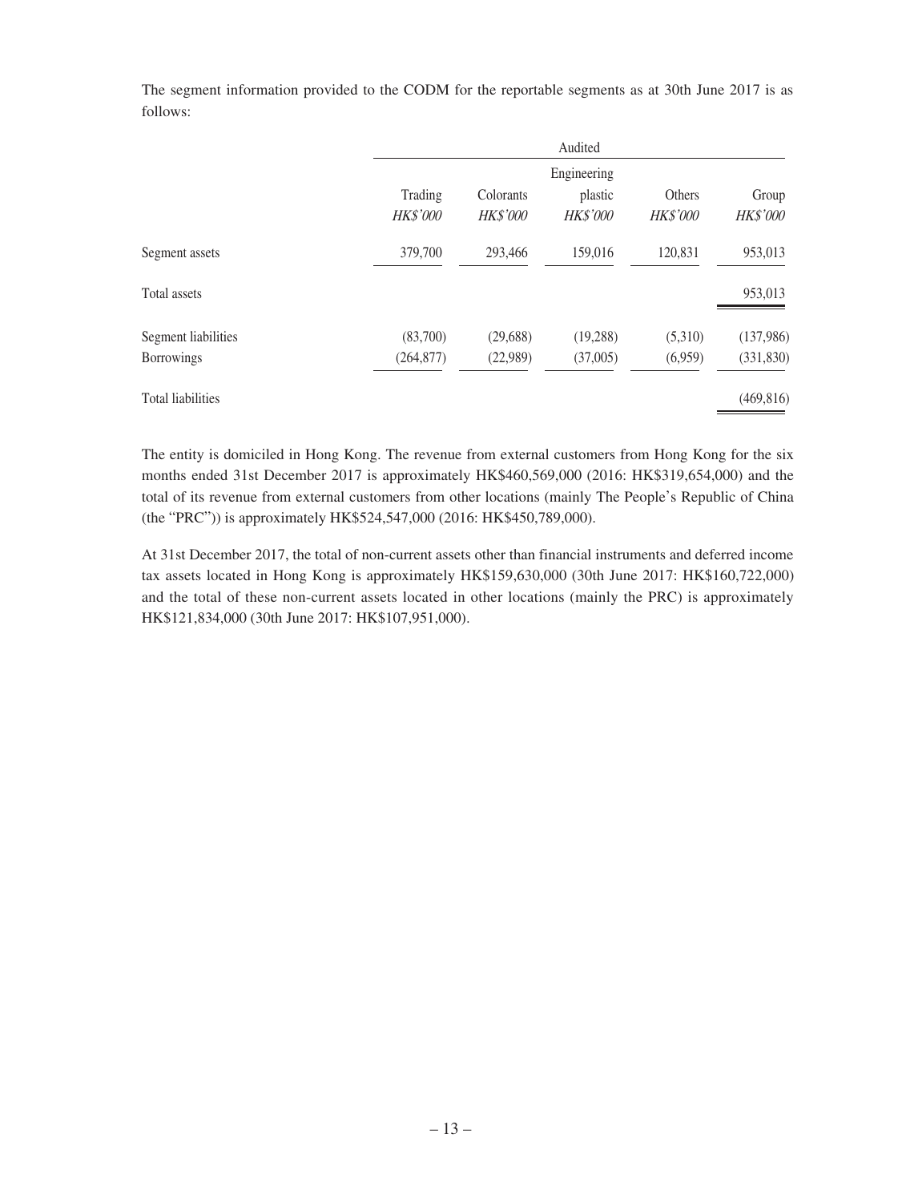The segment information provided to the CODM for the reportable segments as at 30th June 2017 is as follows:

| | Audited | | | | |
|---|---|---|---|---|---|
| | Trading<br>*HK$'000* | Colorants<br>*HK$'000* | Engineering plastic<br>*HK$'000* | Others<br>*HK$'000* | Group<br>*HK$'000* |
| Segment assets | 379,700 | 293,466 | 159,016 | 120,831 | 953,013 |
| Total assets | | | | | 953,013 |
| Segment liabilities | (83,700) | (29,688) | (19,288) | (5,310) | (137,986) |
| Borrowings | (264,877) | (22,989) | (37,005) | (6,959) | (331,830) |
| Total liabilities | | | | | (469,816) |

The entity is domiciled in Hong Kong. The revenue from external customers from Hong Kong for the six months ended 31st December 2017 is approximately HK$460,569,000 (2016: HK$319,654,000) and the total of its revenue from external customers from other locations (mainly The People's Republic of China (the "PRC")) is approximately HK$524,547,000 (2016: HK$450,789,000).

At 31st December 2017, the total of non-current assets other than financial instruments and deferred income tax assets located in Hong Kong is approximately HK$159,630,000 (30th June 2017: HK$160,722,000) and the total of these non-current assets located in other locations (mainly the PRC) is approximately HK$121,834,000 (30th June 2017: HK$107,951,000).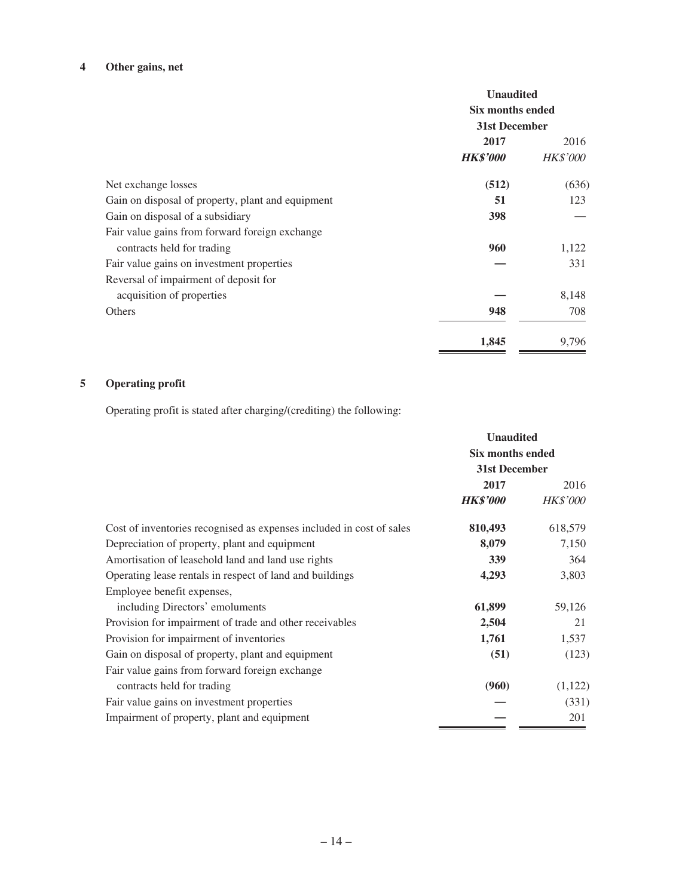## 4 Other gains, net

| | Unaudited Six months ended 31st December | |
|---|---|---|
| | **2017** | 2016 |
| | ***HK$'000*** | *HK$'000* |
| Net exchange losses | **(512)** | (636) |
| Gain on disposal of property, plant and equipment | **51** | 123 |
| Gain on disposal of a subsidiary | **398** | — |
| Fair value gains from forward foreign exchange contracts held for trading | **960** | 1,122 |
| Fair value gains on investment properties | **—** | 331 |
| Reversal of impairment of deposit for acquisition of properties | **—** | 8,148 |
| Others | **948** | 708 |
| | **1,845** | 9,796 |

## 5 Operating profit

Operating profit is stated after charging/(crediting) the following:

| | Unaudited Six months ended 31st December | |
|---|---|---|
| | **2017** | 2016 |
| | ***HK$'000*** | *HK$'000* |
| Cost of inventories recognised as expenses included in cost of sales | **810,493** | 618,579 |
| Depreciation of property, plant and equipment | **8,079** | 7,150 |
| Amortisation of leasehold land and land use rights | **339** | 364 |
| Operating lease rentals in respect of land and buildings | **4,293** | 3,803 |
| Employee benefit expenses, including Directors' emoluments | **61,899** | 59,126 |
| Provision for impairment of trade and other receivables | **2,504** | 21 |
| Provision for impairment of inventories | **1,761** | 1,537 |
| Gain on disposal of property, plant and equipment | **(51)** | (123) |
| Fair value gains from forward foreign exchange contracts held for trading | **(960)** | (1,122) |
| Fair value gains on investment properties | **—** | (331) |
| Impairment of property, plant and equipment | **—** | 201 |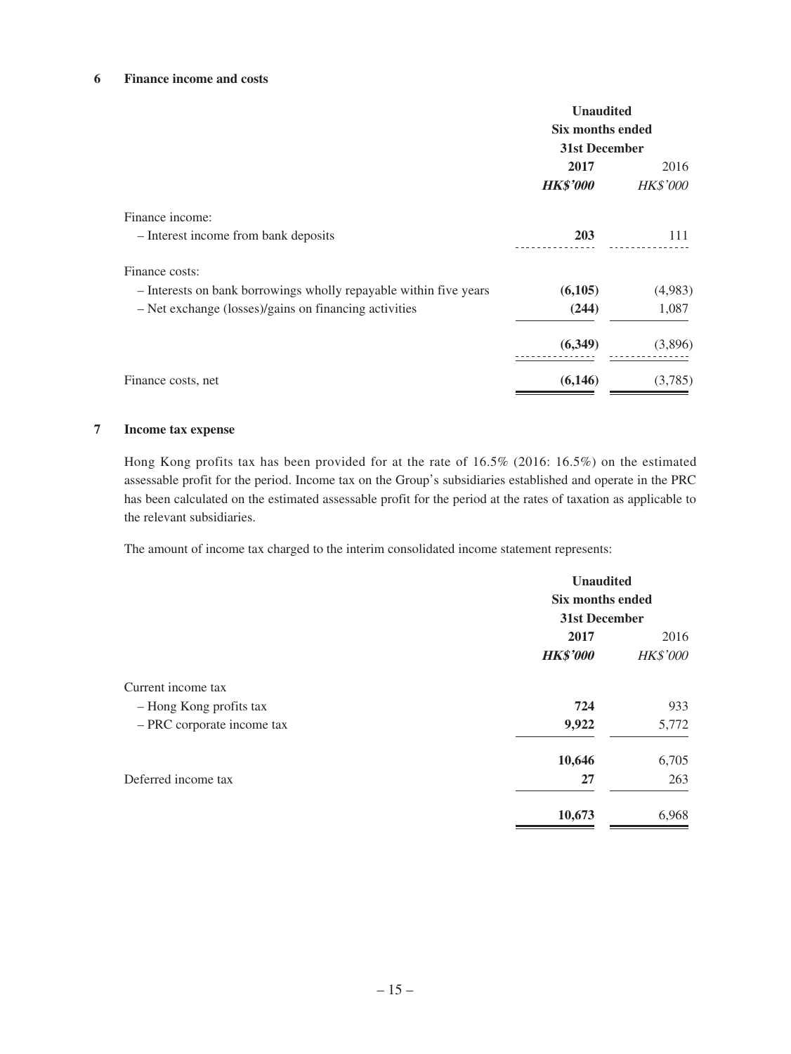## 6 Finance income and costs

| | Unaudited | |
|---|---|---|
| | Six months ended | |
| | 31st December | |
| | **2017** | 2016 |
| | ***HK$'000*** | *HK$'000* |
| Finance income: | | |
| – Interest income from bank deposits | **203** | 111 |
| Finance costs: | | |
| – Interests on bank borrowings wholly repayable within five years | **(6,105)** | (4,983) |
| – Net exchange (losses)/gains on financing activities | **(244)** | 1,087 |
| | **(6,349)** | (3,896) |
| Finance costs, net | **(6,146)** | (3,785) |

## 7 Income tax expense

Hong Kong profits tax has been provided for at the rate of 16.5% (2016: 16.5%) on the estimated assessable profit for the period. Income tax on the Group's subsidiaries established and operate in the PRC has been calculated on the estimated assessable profit for the period at the rates of taxation as applicable to the relevant subsidiaries.

The amount of income tax charged to the interim consolidated income statement represents:

| | Unaudited | |
|---|---|---|
| | Six months ended | |
| | 31st December | |
| | **2017** | 2016 |
| | ***HK$'000*** | *HK$'000* |
| Current income tax | | |
| – Hong Kong profits tax | **724** | 933 |
| – PRC corporate income tax | **9,922** | 5,772 |
| | **10,646** | 6,705 |
| Deferred income tax | **27** | 263 |
| | **10,673** | 6,968 |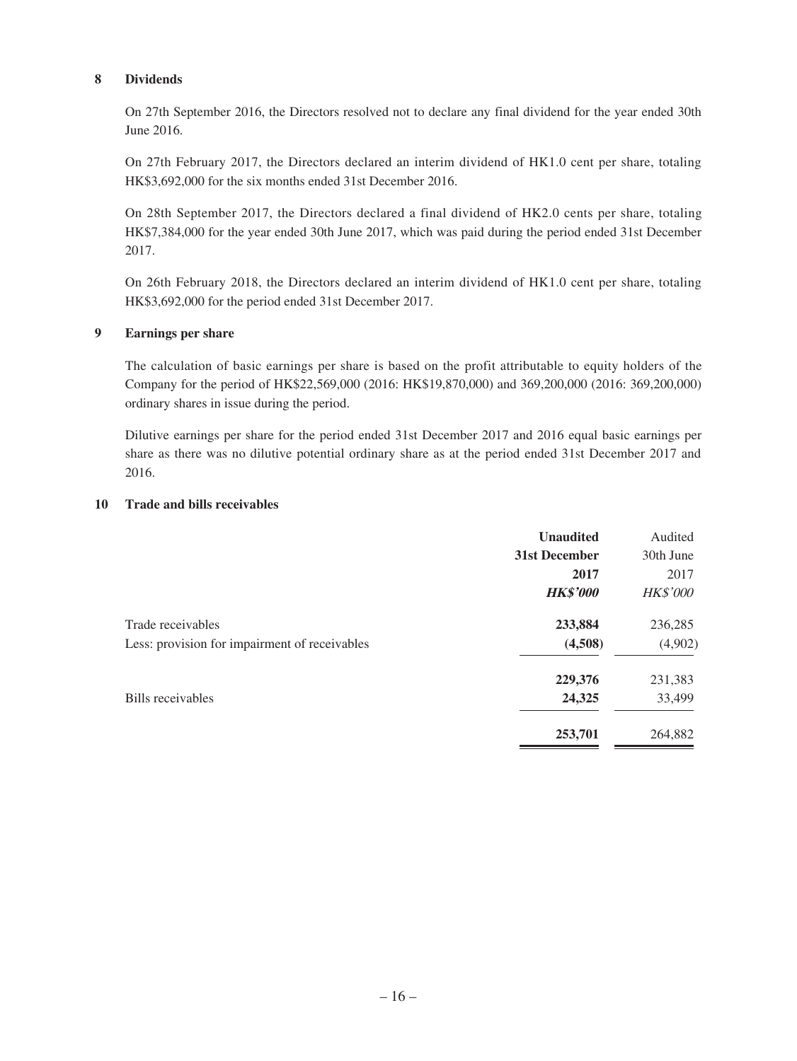## 8 Dividends

On 27th September 2016, the Directors resolved not to declare any final dividend for the year ended 30th June 2016.

On 27th February 2017, the Directors declared an interim dividend of HK1.0 cent per share, totaling HK$3,692,000 for the six months ended 31st December 2016.

On 28th September 2017, the Directors declared a final dividend of HK2.0 cents per share, totaling HK$7,384,000 for the year ended 30th June 2017, which was paid during the period ended 31st December 2017.

On 26th February 2018, the Directors declared an interim dividend of HK1.0 cent per share, totaling HK$3,692,000 for the period ended 31st December 2017.

## 9 Earnings per share

The calculation of basic earnings per share is based on the profit attributable to equity holders of the Company for the period of HK$22,569,000 (2016: HK$19,870,000) and 369,200,000 (2016: 369,200,000) ordinary shares in issue during the period.

Dilutive earnings per share for the period ended 31st December 2017 and 2016 equal basic earnings per share as there was no dilutive potential ordinary share as at the period ended 31st December 2017 and 2016.

## 10 Trade and bills receivables

| | **Unaudited** | Audited |
|---|---|---|
| | **31st December** | 30th June |
| | **2017** | 2017 |
| | ***HK$'000*** | *HK$'000* |
| Trade receivables | **233,884** | 236,285 |
| Less: provision for impairment of receivables | **(4,508)** | (4,902) |
| | **229,376** | 231,383 |
| Bills receivables | **24,325** | 33,499 |
| | **253,701** | 264,882 |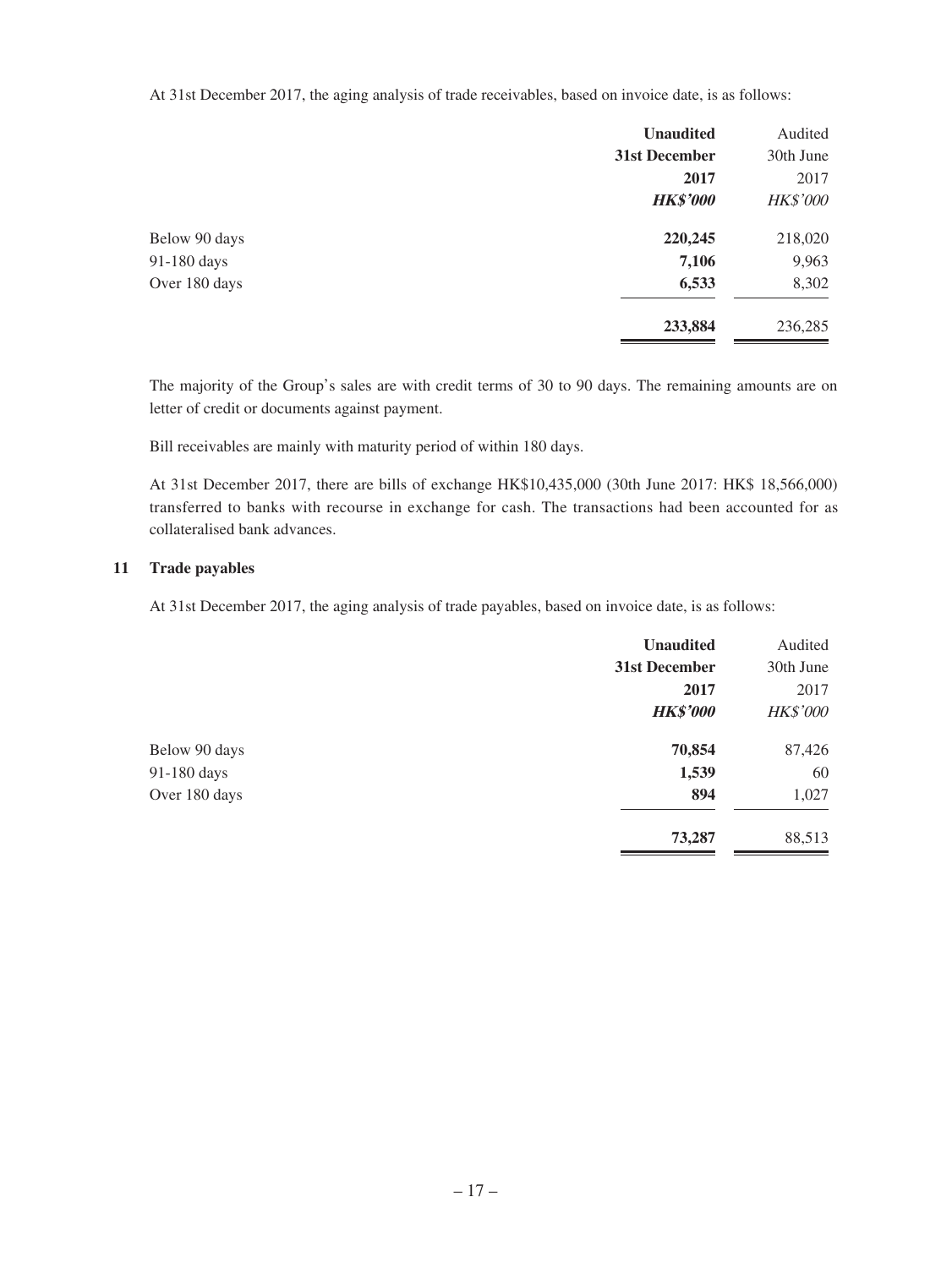At 31st December 2017, the aging analysis of trade receivables, based on invoice date, is as follows:

| | **Unaudited** | Audited |
|---|---|---|
| | **31st December** | 30th June |
| | **2017** | 2017 |
| | ***HK$'000*** | *HK$'000* |
| Below 90 days | **220,245** | 218,020 |
| 91-180 days | **7,106** | 9,963 |
| Over 180 days | **6,533** | 8,302 |
| | **233,884** | 236,285 |

The majority of the Group's sales are with credit terms of 30 to 90 days. The remaining amounts are on letter of credit or documents against payment.

Bill receivables are mainly with maturity period of within 180 days.

At 31st December 2017, there are bills of exchange HK$10,435,000 (30th June 2017: HK$ 18,566,000) transferred to banks with recourse in exchange for cash. The transactions had been accounted for as collateralised bank advances.

## 11 Trade payables

At 31st December 2017, the aging analysis of trade payables, based on invoice date, is as follows:

| | **Unaudited** | Audited |
|---|---|---|
| | **31st December** | 30th June |
| | **2017** | 2017 |
| | ***HK$'000*** | *HK$'000* |
| Below 90 days | **70,854** | 87,426 |
| 91-180 days | **1,539** | 60 |
| Over 180 days | **894** | 1,027 |
| | **73,287** | 88,513 |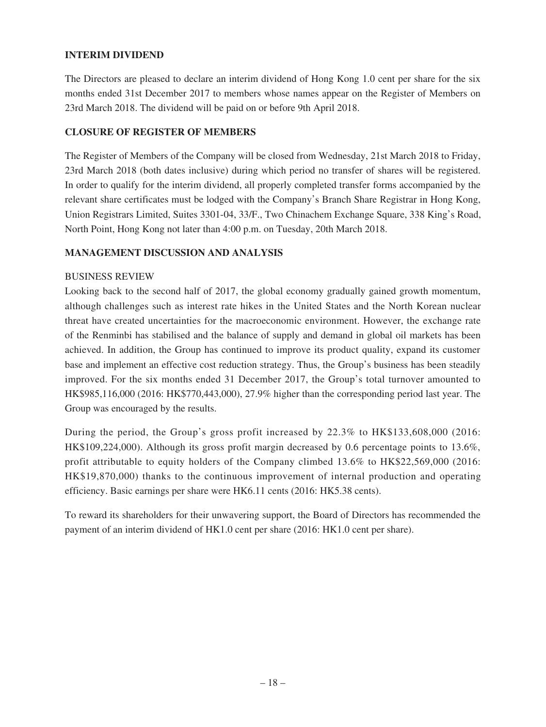## INTERIM DIVIDEND

The Directors are pleased to declare an interim dividend of Hong Kong 1.0 cent per share for the six months ended 31st December 2017 to members whose names appear on the Register of Members on 23rd March 2018. The dividend will be paid on or before 9th April 2018.

## CLOSURE OF REGISTER OF MEMBERS

The Register of Members of the Company will be closed from Wednesday, 21st March 2018 to Friday, 23rd March 2018 (both dates inclusive) during which period no transfer of shares will be registered. In order to qualify for the interim dividend, all properly completed transfer forms accompanied by the relevant share certificates must be lodged with the Company's Branch Share Registrar in Hong Kong, Union Registrars Limited, Suites 3301-04, 33/F., Two Chinachem Exchange Square, 338 King's Road, North Point, Hong Kong not later than 4:00 p.m. on Tuesday, 20th March 2018.

## MANAGEMENT DISCUSSION AND ANALYSIS

### BUSINESS REVIEW

Looking back to the second half of 2017, the global economy gradually gained growth momentum, although challenges such as interest rate hikes in the United States and the North Korean nuclear threat have created uncertainties for the macroeconomic environment. However, the exchange rate of the Renminbi has stabilised and the balance of supply and demand in global oil markets has been achieved. In addition, the Group has continued to improve its product quality, expand its customer base and implement an effective cost reduction strategy. Thus, the Group's business has been steadily improved. For the six months ended 31 December 2017, the Group's total turnover amounted to HK$985,116,000 (2016: HK$770,443,000), 27.9% higher than the corresponding period last year. The Group was encouraged by the results.

During the period, the Group's gross profit increased by 22.3% to HK$133,608,000 (2016: HK$109,224,000). Although its gross profit margin decreased by 0.6 percentage points to 13.6%, profit attributable to equity holders of the Company climbed 13.6% to HK$22,569,000 (2016: HK$19,870,000) thanks to the continuous improvement of internal production and operating efficiency. Basic earnings per share were HK6.11 cents (2016: HK5.38 cents).

To reward its shareholders for their unwavering support, the Board of Directors has recommended the payment of an interim dividend of HK1.0 cent per share (2016: HK1.0 cent per share).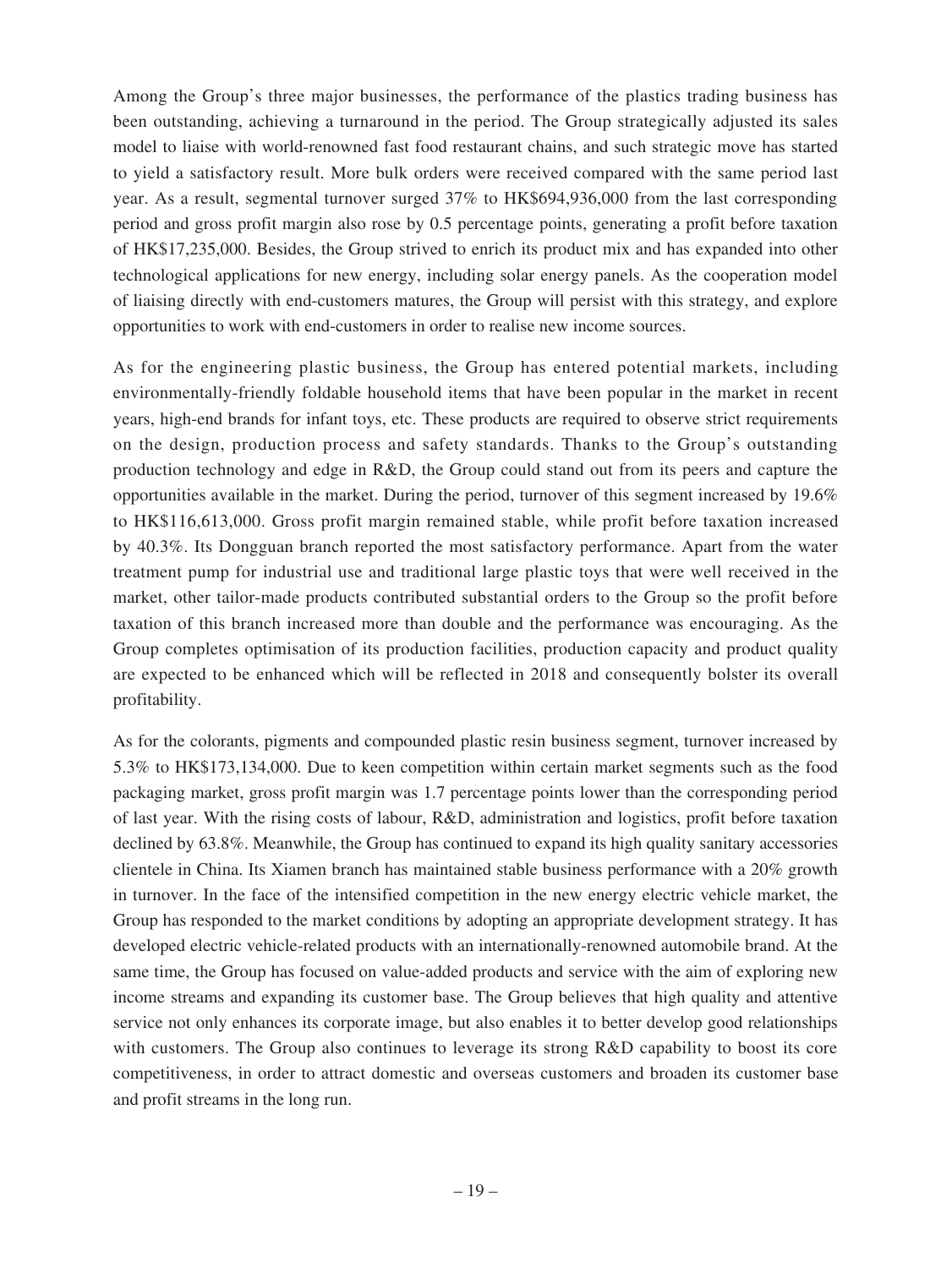Among the Group's three major businesses, the performance of the plastics trading business has been outstanding, achieving a turnaround in the period. The Group strategically adjusted its sales model to liaise with world-renowned fast food restaurant chains, and such strategic move has started to yield a satisfactory result. More bulk orders were received compared with the same period last year. As a result, segmental turnover surged 37% to HK$694,936,000 from the last corresponding period and gross profit margin also rose by 0.5 percentage points, generating a profit before taxation of HK$17,235,000. Besides, the Group strived to enrich its product mix and has expanded into other technological applications for new energy, including solar energy panels. As the cooperation model of liaising directly with end-customers matures, the Group will persist with this strategy, and explore opportunities to work with end-customers in order to realise new income sources.

As for the engineering plastic business, the Group has entered potential markets, including environmentally-friendly foldable household items that have been popular in the market in recent years, high-end brands for infant toys, etc. These products are required to observe strict requirements on the design, production process and safety standards. Thanks to the Group's outstanding production technology and edge in R&D, the Group could stand out from its peers and capture the opportunities available in the market. During the period, turnover of this segment increased by 19.6% to HK$116,613,000. Gross profit margin remained stable, while profit before taxation increased by 40.3%. Its Dongguan branch reported the most satisfactory performance. Apart from the water treatment pump for industrial use and traditional large plastic toys that were well received in the market, other tailor-made products contributed substantial orders to the Group so the profit before taxation of this branch increased more than double and the performance was encouraging. As the Group completes optimisation of its production facilities, production capacity and product quality are expected to be enhanced which will be reflected in 2018 and consequently bolster its overall profitability.

As for the colorants, pigments and compounded plastic resin business segment, turnover increased by 5.3% to HK$173,134,000. Due to keen competition within certain market segments such as the food packaging market, gross profit margin was 1.7 percentage points lower than the corresponding period of last year. With the rising costs of labour, R&D, administration and logistics, profit before taxation declined by 63.8%. Meanwhile, the Group has continued to expand its high quality sanitary accessories clientele in China. Its Xiamen branch has maintained stable business performance with a 20% growth in turnover. In the face of the intensified competition in the new energy electric vehicle market, the Group has responded to the market conditions by adopting an appropriate development strategy. It has developed electric vehicle-related products with an internationally-renowned automobile brand. At the same time, the Group has focused on value-added products and service with the aim of exploring new income streams and expanding its customer base. The Group believes that high quality and attentive service not only enhances its corporate image, but also enables it to better develop good relationships with customers. The Group also continues to leverage its strong R&D capability to boost its core competitiveness, in order to attract domestic and overseas customers and broaden its customer base and profit streams in the long run.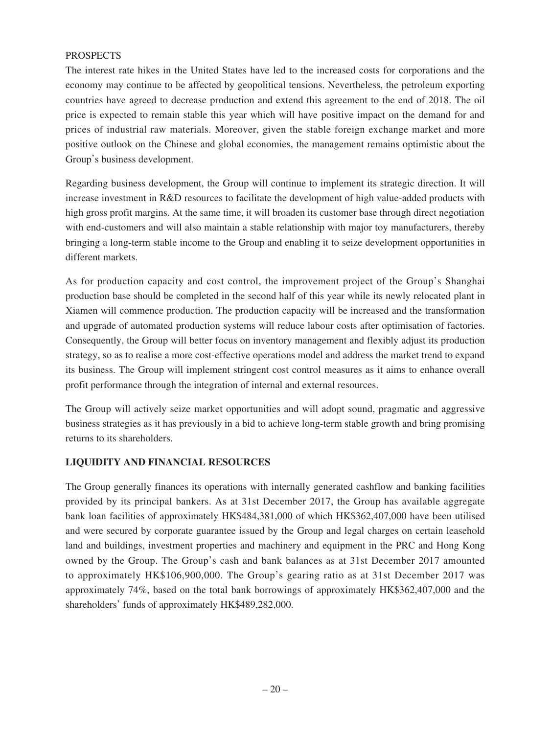PROSPECTS

The interest rate hikes in the United States have led to the increased costs for corporations and the economy may continue to be affected by geopolitical tensions. Nevertheless, the petroleum exporting countries have agreed to decrease production and extend this agreement to the end of 2018. The oil price is expected to remain stable this year which will have positive impact on the demand for and prices of industrial raw materials. Moreover, given the stable foreign exchange market and more positive outlook on the Chinese and global economies, the management remains optimistic about the Group's business development.

Regarding business development, the Group will continue to implement its strategic direction. It will increase investment in R&D resources to facilitate the development of high value-added products with high gross profit margins. At the same time, it will broaden its customer base through direct negotiation with end-customers and will also maintain a stable relationship with major toy manufacturers, thereby bringing a long-term stable income to the Group and enabling it to seize development opportunities in different markets.

As for production capacity and cost control, the improvement project of the Group's Shanghai production base should be completed in the second half of this year while its newly relocated plant in Xiamen will commence production. The production capacity will be increased and the transformation and upgrade of automated production systems will reduce labour costs after optimisation of factories. Consequently, the Group will better focus on inventory management and flexibly adjust its production strategy, so as to realise a more cost-effective operations model and address the market trend to expand its business. The Group will implement stringent cost control measures as it aims to enhance overall profit performance through the integration of internal and external resources.

The Group will actively seize market opportunities and will adopt sound, pragmatic and aggressive business strategies as it has previously in a bid to achieve long-term stable growth and bring promising returns to its shareholders.

**LIQUIDITY AND FINANCIAL RESOURCES**

The Group generally finances its operations with internally generated cashflow and banking facilities provided by its principal bankers. As at 31st December 2017, the Group has available aggregate bank loan facilities of approximately HK$484,381,000 of which HK$362,407,000 have been utilised and were secured by corporate guarantee issued by the Group and legal charges on certain leasehold land and buildings, investment properties and machinery and equipment in the PRC and Hong Kong owned by the Group. The Group's cash and bank balances as at 31st December 2017 amounted to approximately HK$106,900,000. The Group's gearing ratio as at 31st December 2017 was approximately 74%, based on the total bank borrowings of approximately HK$362,407,000 and the shareholders' funds of approximately HK$489,282,000.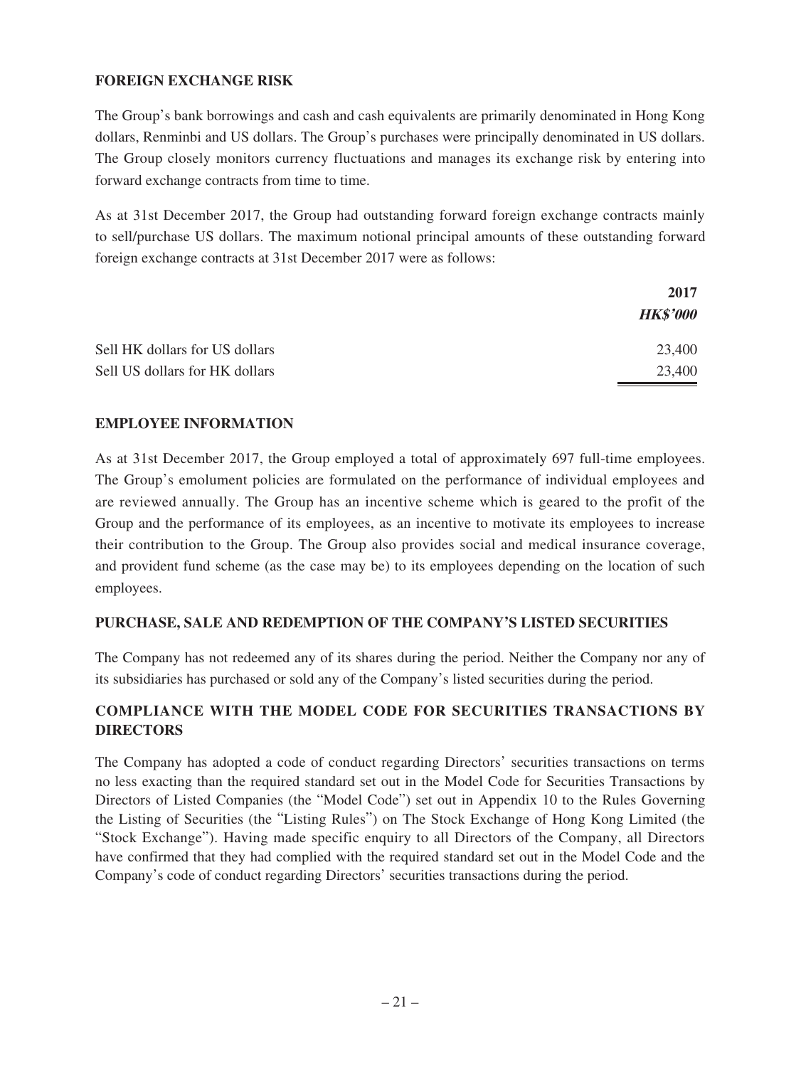## FOREIGN EXCHANGE RISK

The Group's bank borrowings and cash and cash equivalents are primarily denominated in Hong Kong dollars, Renminbi and US dollars. The Group's purchases were principally denominated in US dollars. The Group closely monitors currency fluctuations and manages its exchange risk by entering into forward exchange contracts from time to time.

As at 31st December 2017, the Group had outstanding forward foreign exchange contracts mainly to sell/purchase US dollars. The maximum notional principal amounts of these outstanding forward foreign exchange contracts at 31st December 2017 were as follows:

| | **2017** |
|---|---|
| | ***HK$'000*** |
| Sell HK dollars for US dollars | 23,400 |
| Sell US dollars for HK dollars | 23,400 |

## EMPLOYEE INFORMATION

As at 31st December 2017, the Group employed a total of approximately 697 full-time employees. The Group's emolument policies are formulated on the performance of individual employees and are reviewed annually. The Group has an incentive scheme which is geared to the profit of the Group and the performance of its employees, as an incentive to motivate its employees to increase their contribution to the Group. The Group also provides social and medical insurance coverage, and provident fund scheme (as the case may be) to its employees depending on the location of such employees.

## PURCHASE, SALE AND REDEMPTION OF THE COMPANY'S LISTED SECURITIES

The Company has not redeemed any of its shares during the period. Neither the Company nor any of its subsidiaries has purchased or sold any of the Company's listed securities during the period.

## COMPLIANCE WITH THE MODEL CODE FOR SECURITIES TRANSACTIONS BY DIRECTORS

The Company has adopted a code of conduct regarding Directors' securities transactions on terms no less exacting than the required standard set out in the Model Code for Securities Transactions by Directors of Listed Companies (the "Model Code") set out in Appendix 10 to the Rules Governing the Listing of Securities (the "Listing Rules") on The Stock Exchange of Hong Kong Limited (the "Stock Exchange"). Having made specific enquiry to all Directors of the Company, all Directors have confirmed that they had complied with the required standard set out in the Model Code and the Company's code of conduct regarding Directors' securities transactions during the period.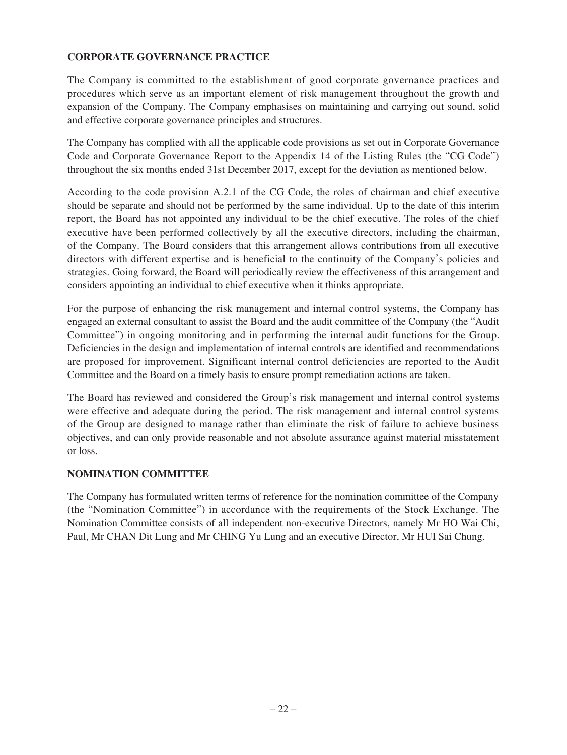## CORPORATE GOVERNANCE PRACTICE

The Company is committed to the establishment of good corporate governance practices and procedures which serve as an important element of risk management throughout the growth and expansion of the Company. The Company emphasises on maintaining and carrying out sound, solid and effective corporate governance principles and structures.

The Company has complied with all the applicable code provisions as set out in Corporate Governance Code and Corporate Governance Report to the Appendix 14 of the Listing Rules (the "CG Code") throughout the six months ended 31st December 2017, except for the deviation as mentioned below.

According to the code provision A.2.1 of the CG Code, the roles of chairman and chief executive should be separate and should not be performed by the same individual. Up to the date of this interim report, the Board has not appointed any individual to be the chief executive. The roles of the chief executive have been performed collectively by all the executive directors, including the chairman, of the Company. The Board considers that this arrangement allows contributions from all executive directors with different expertise and is beneficial to the continuity of the Company's policies and strategies. Going forward, the Board will periodically review the effectiveness of this arrangement and considers appointing an individual to chief executive when it thinks appropriate.

For the purpose of enhancing the risk management and internal control systems, the Company has engaged an external consultant to assist the Board and the audit committee of the Company (the "Audit Committee") in ongoing monitoring and in performing the internal audit functions for the Group. Deficiencies in the design and implementation of internal controls are identified and recommendations are proposed for improvement. Significant internal control deficiencies are reported to the Audit Committee and the Board on a timely basis to ensure prompt remediation actions are taken.

The Board has reviewed and considered the Group's risk management and internal control systems were effective and adequate during the period. The risk management and internal control systems of the Group are designed to manage rather than eliminate the risk of failure to achieve business objectives, and can only provide reasonable and not absolute assurance against material misstatement or loss.

## NOMINATION COMMITTEE

The Company has formulated written terms of reference for the nomination committee of the Company (the "Nomination Committee") in accordance with the requirements of the Stock Exchange. The Nomination Committee consists of all independent non-executive Directors, namely Mr HO Wai Chi, Paul, Mr CHAN Dit Lung and Mr CHING Yu Lung and an executive Director, Mr HUI Sai Chung.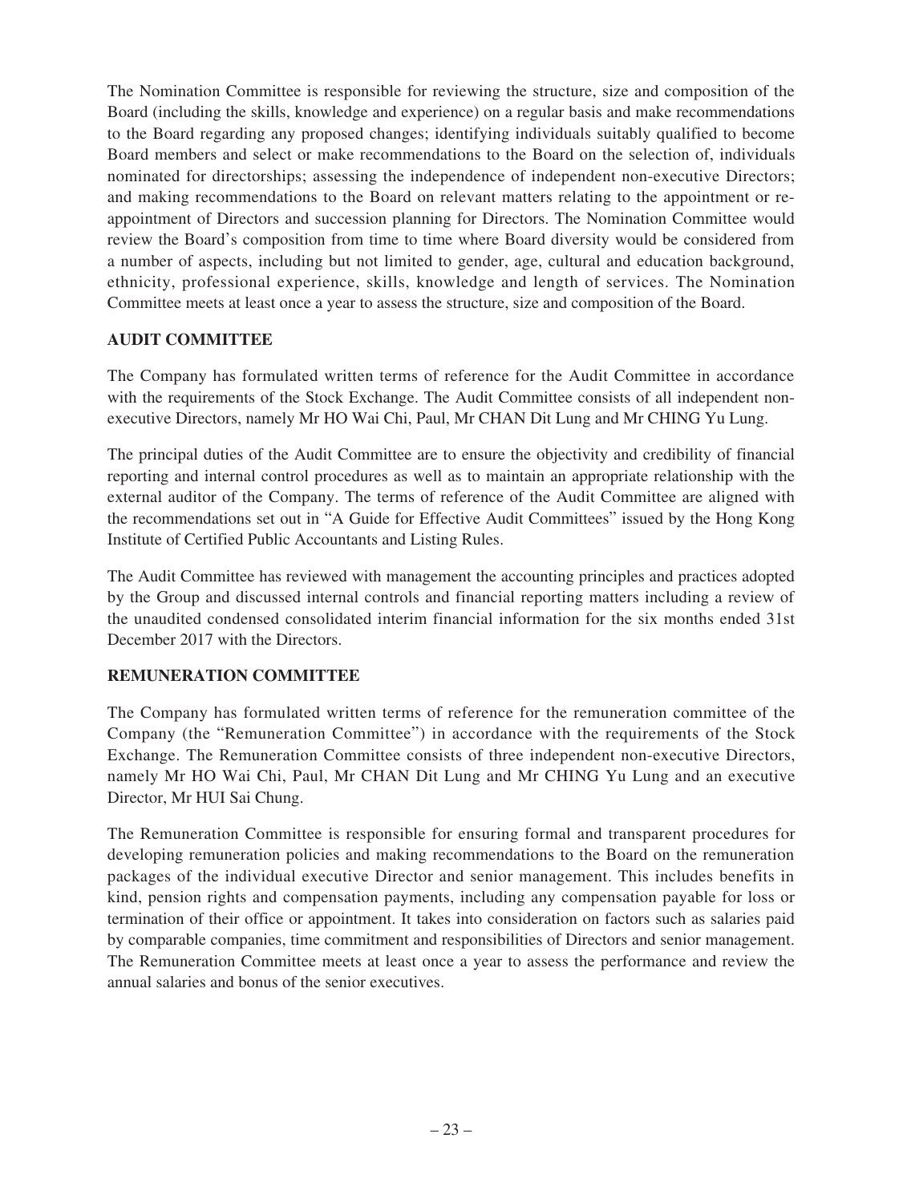The Nomination Committee is responsible for reviewing the structure, size and composition of the Board (including the skills, knowledge and experience) on a regular basis and make recommendations to the Board regarding any proposed changes; identifying individuals suitably qualified to become Board members and select or make recommendations to the Board on the selection of, individuals nominated for directorships; assessing the independence of independent non-executive Directors; and making recommendations to the Board on relevant matters relating to the appointment or re-appointment of Directors and succession planning for Directors. The Nomination Committee would review the Board's composition from time to time where Board diversity would be considered from a number of aspects, including but not limited to gender, age, cultural and education background, ethnicity, professional experience, skills, knowledge and length of services. The Nomination Committee meets at least once a year to assess the structure, size and composition of the Board.

## AUDIT COMMITTEE

The Company has formulated written terms of reference for the Audit Committee in accordance with the requirements of the Stock Exchange. The Audit Committee consists of all independent non-executive Directors, namely Mr HO Wai Chi, Paul, Mr CHAN Dit Lung and Mr CHING Yu Lung.

The principal duties of the Audit Committee are to ensure the objectivity and credibility of financial reporting and internal control procedures as well as to maintain an appropriate relationship with the external auditor of the Company. The terms of reference of the Audit Committee are aligned with the recommendations set out in "A Guide for Effective Audit Committees" issued by the Hong Kong Institute of Certified Public Accountants and Listing Rules.

The Audit Committee has reviewed with management the accounting principles and practices adopted by the Group and discussed internal controls and financial reporting matters including a review of the unaudited condensed consolidated interim financial information for the six months ended 31st December 2017 with the Directors.

## REMUNERATION COMMITTEE

The Company has formulated written terms of reference for the remuneration committee of the Company (the "Remuneration Committee") in accordance with the requirements of the Stock Exchange. The Remuneration Committee consists of three independent non-executive Directors, namely Mr HO Wai Chi, Paul, Mr CHAN Dit Lung and Mr CHING Yu Lung and an executive Director, Mr HUI Sai Chung.

The Remuneration Committee is responsible for ensuring formal and transparent procedures for developing remuneration policies and making recommendations to the Board on the remuneration packages of the individual executive Director and senior management. This includes benefits in kind, pension rights and compensation payments, including any compensation payable for loss or termination of their office or appointment. It takes into consideration on factors such as salaries paid by comparable companies, time commitment and responsibilities of Directors and senior management. The Remuneration Committee meets at least once a year to assess the performance and review the annual salaries and bonus of the senior executives.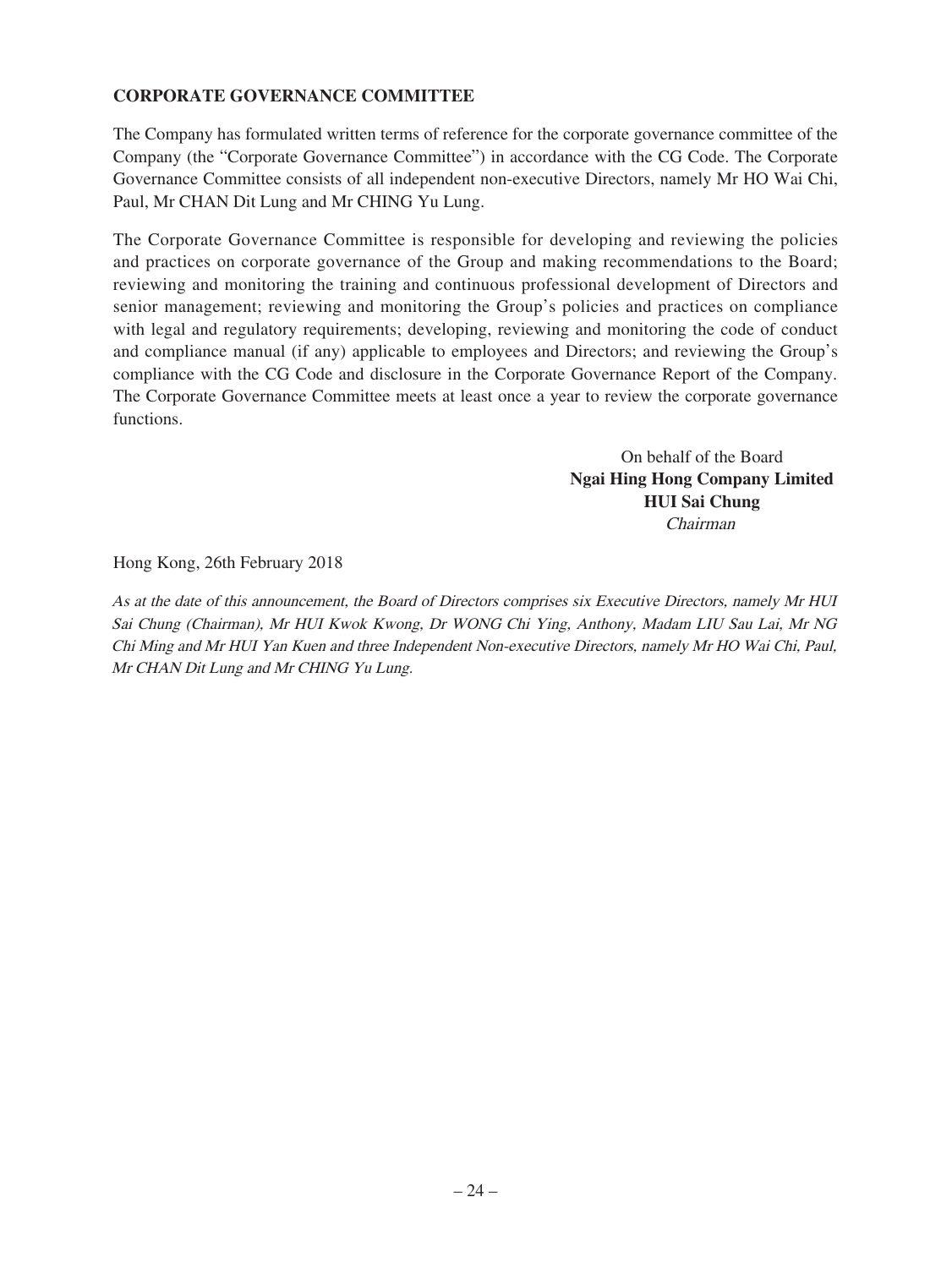**CORPORATE GOVERNANCE COMMITTEE**

The Company has formulated written terms of reference for the corporate governance committee of the Company (the "Corporate Governance Committee") in accordance with the CG Code. The Corporate Governance Committee consists of all independent non-executive Directors, namely Mr HO Wai Chi, Paul, Mr CHAN Dit Lung and Mr CHING Yu Lung.

The Corporate Governance Committee is responsible for developing and reviewing the policies and practices on corporate governance of the Group and making recommendations to the Board; reviewing and monitoring the training and continuous professional development of Directors and senior management; reviewing and monitoring the Group's policies and practices on compliance with legal and regulatory requirements; developing, reviewing and monitoring the code of conduct and compliance manual (if any) applicable to employees and Directors; and reviewing the Group's compliance with the CG Code and disclosure in the Corporate Governance Report of the Company. The Corporate Governance Committee meets at least once a year to review the corporate governance functions.

On behalf of the Board
**Ngai Hing Hong Company Limited**
**HUI Sai Chung**
*Chairman*

Hong Kong, 26th February 2018

*As at the date of this announcement, the Board of Directors comprises six Executive Directors, namely Mr HUI Sai Chung (Chairman), Mr HUI Kwok Kwong, Dr WONG Chi Ying, Anthony, Madam LIU Sau Lai, Mr NG Chi Ming and Mr HUI Yan Kuen and three Independent Non-executive Directors, namely Mr HO Wai Chi, Paul, Mr CHAN Dit Lung and Mr CHING Yu Lung.*